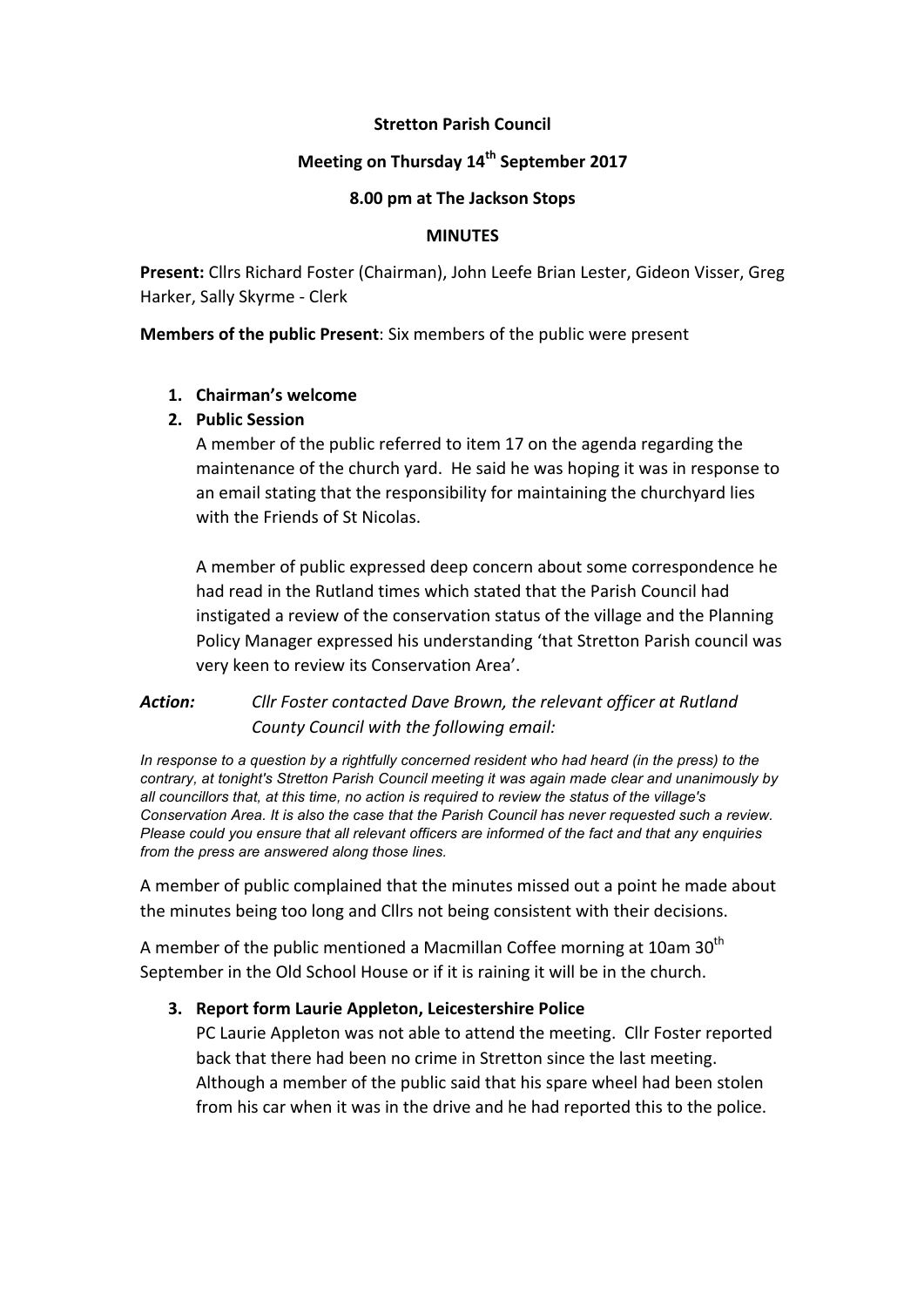**Stretton Parish Council**

**Meeting on Thursday 14th September 2017**

**8.00 pm at The Jackson Stops**

**MINUTES**

**Present:** Cllrs Richard Foster (Chairman), John Leefe Brian Lester, Gideon Visser, Greg Harker, Sally Skyrme - Clerk

**Members of the public Present**: Six members of the public were present

1. **Chairman's welcome**
2. **Public Session**

   A member of the public referred to item 17 on the agenda regarding the maintenance of the church yard. He said he was hoping it was in response to an email stating that the responsibility for maintaining the churchyard lies with the Friends of St Nicolas.

   A member of public expressed deep concern about some correspondence he had read in the Rutland times which stated that the Parish Council had instigated a review of the conservation status of the village and the Planning Policy Manager expressed his understanding 'that Stretton Parish council was very keen to review its Conservation Area'.

***Action:*** *Cllr Foster contacted Dave Brown, the relevant officer at Rutland County Council with the following email:*

*In response to a question by a rightfully concerned resident who had heard (in the press) to the contrary, at tonight's Stretton Parish Council meeting it was again made clear and unanimously by all councillors that, at this time, no action is required to review the status of the village's Conservation Area. It is also the case that the Parish Council has never requested such a review. Please could you ensure that all relevant officers are informed of the fact and that any enquiries from the press are answered along those lines.*

A member of public complained that the minutes missed out a point he made about the minutes being too long and Cllrs not being consistent with their decisions.

A member of the public mentioned a Macmillan Coffee morning at 10am 30th September in the Old School House or if it is raining it will be in the church.

3. **Report form Laurie Appleton, Leicestershire Police**

   PC Laurie Appleton was not able to attend the meeting. Cllr Foster reported back that there had been no crime in Stretton since the last meeting. Although a member of the public said that his spare wheel had been stolen from his car when it was in the drive and he had reported this to the police.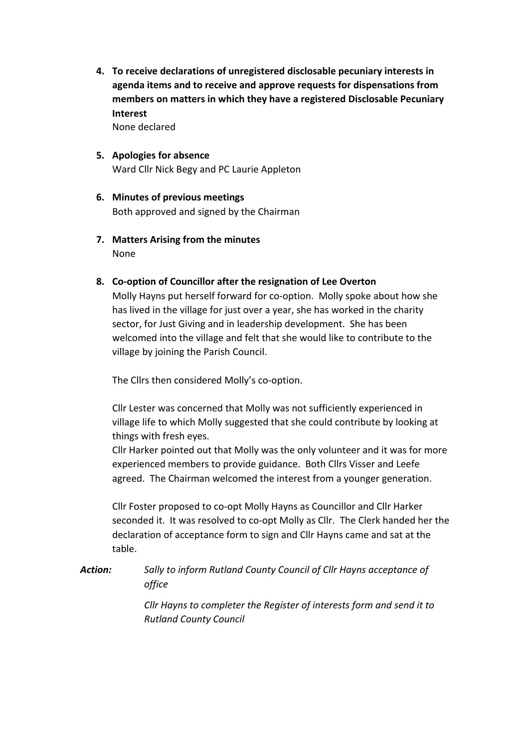4. **To receive declarations of unregistered disclosable pecuniary interests in agenda items and to receive and approve requests for dispensations from members on matters in which they have a registered Disclosable Pecuniary Interest**
   None declared

5. **Apologies for absence**
   Ward Cllr Nick Begy and PC Laurie Appleton

6. **Minutes of previous meetings**
   Both approved and signed by the Chairman

7. **Matters Arising from the minutes**
   None

8. **Co-option of Councillor after the resignation of Lee Overton**
   Molly Hayns put herself forward for co-option. Molly spoke about how she has lived in the village for just over a year, she has worked in the charity sector, for Just Giving and in leadership development. She has been welcomed into the village and felt that she would like to contribute to the village by joining the Parish Council.

   The Cllrs then considered Molly's co-option.

   Cllr Lester was concerned that Molly was not sufficiently experienced in village life to which Molly suggested that she could contribute by looking at things with fresh eyes.
   Cllr Harker pointed out that Molly was the only volunteer and it was for more experienced members to provide guidance. Both Cllrs Visser and Leefe agreed. The Chairman welcomed the interest from a younger generation.

   Cllr Foster proposed to co-opt Molly Hayns as Councillor and Cllr Harker seconded it. It was resolved to co-opt Molly as Cllr. The Clerk handed her the declaration of acceptance form to sign and Cllr Hayns came and sat at the table.

***Action:*** *Sally to inform Rutland County Council of Cllr Hayns acceptance of office*

*Cllr Hayns to completer the Register of interests form and send it to Rutland County Council*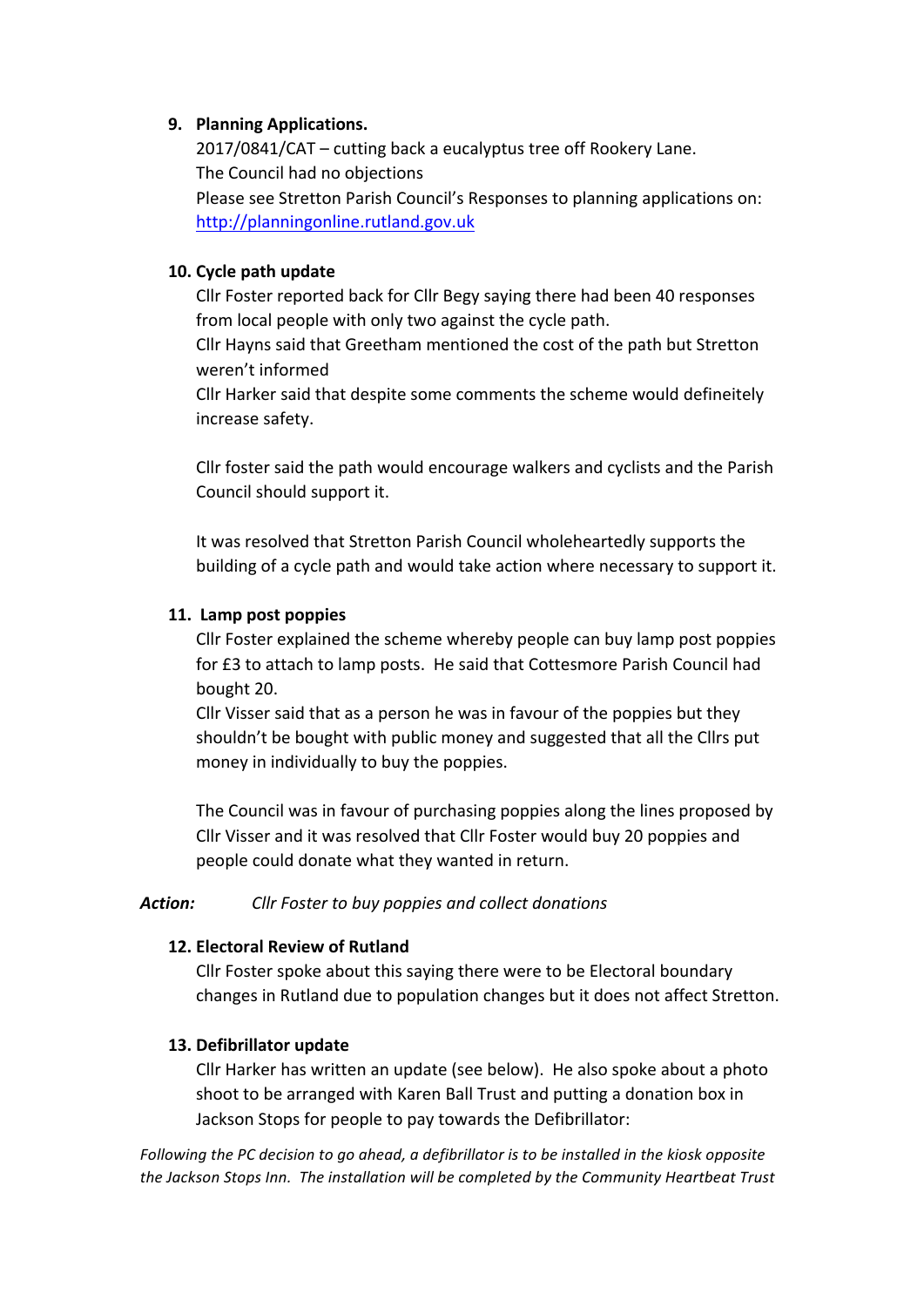9. **Planning Applications.**

   2017/0841/CAT – cutting back a eucalyptus tree off Rookery Lane.
   The Council had no objections
   Please see Stretton Parish Council's Responses to planning applications on: http://planningonline.rutland.gov.uk

10. **Cycle path update**

    Cllr Foster reported back for Cllr Begy saying there had been 40 responses from local people with only two against the cycle path.
    Cllr Hayns said that Greetham mentioned the cost of the path but Stretton weren't informed
    Cllr Harker said that despite some comments the scheme would defineitely increase safety.

    Cllr foster said the path would encourage walkers and cyclists and the Parish Council should support it.

    It was resolved that Stretton Parish Council wholeheartedly supports the building of a cycle path and would take action where necessary to support it.

11. **Lamp post poppies**

    Cllr Foster explained the scheme whereby people can buy lamp post poppies for £3 to attach to lamp posts. He said that Cottesmore Parish Council had bought 20.
    Cllr Visser said that as a person he was in favour of the poppies but they shouldn't be bought with public money and suggested that all the Cllrs put money in individually to buy the poppies.

    The Council was in favour of purchasing poppies along the lines proposed by Cllr Visser and it was resolved that Cllr Foster would buy 20 poppies and people could donate what they wanted in return.

***Action:*** *Cllr Foster to buy poppies and collect donations*

12. **Electoral Review of Rutland**

    Cllr Foster spoke about this saying there were to be Electoral boundary changes in Rutland due to population changes but it does not affect Stretton.

13. **Defibrillator update**

    Cllr Harker has written an update (see below). He also spoke about a photo shoot to be arranged with Karen Ball Trust and putting a donation box in Jackson Stops for people to pay towards the Defibrillator:

*Following the PC decision to go ahead, a defibrillator is to be installed in the kiosk opposite the Jackson Stops Inn. The installation will be completed by the Community Heartbeat Trust*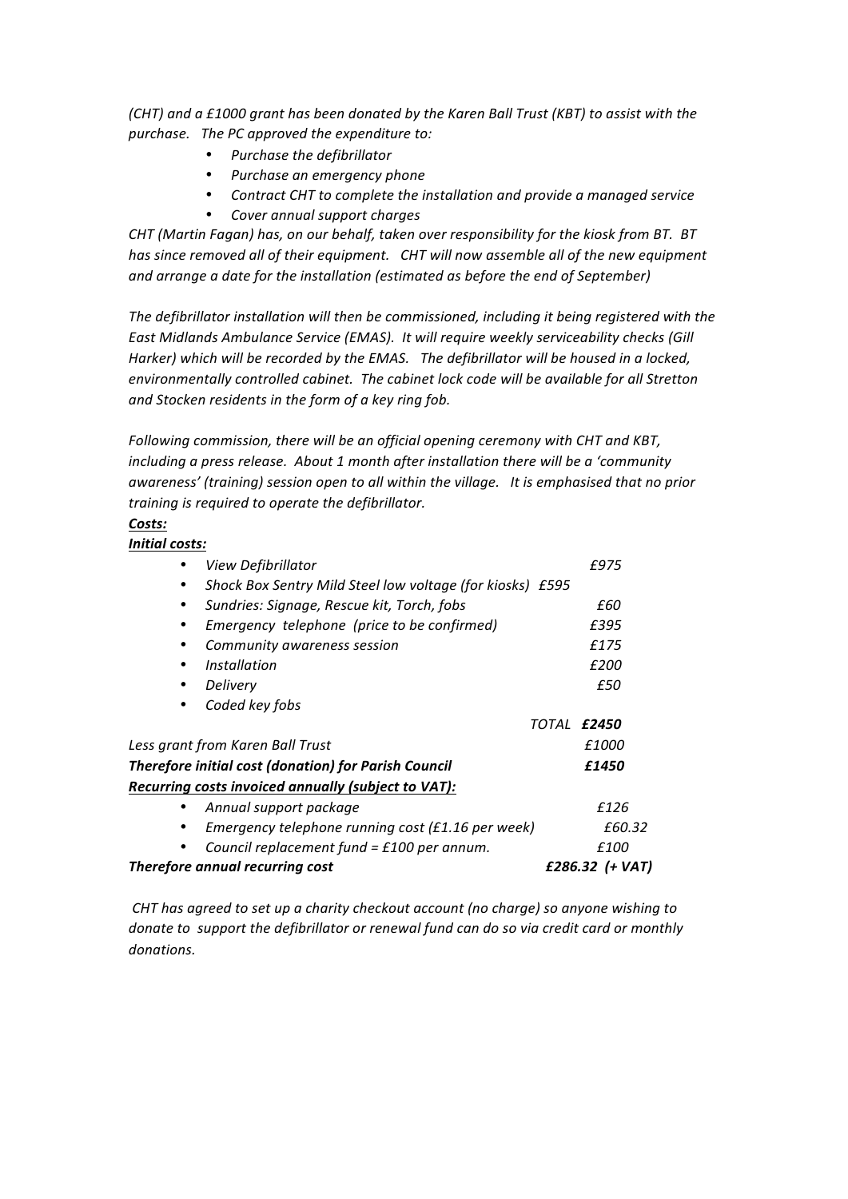*(CHT) and a £1000 grant has been donated by the Karen Ball Trust (KBT) to assist with the purchase. The PC approved the expenditure to:*

- *Purchase the defibrillator*
- *Purchase an emergency phone*
- *Contract CHT to complete the installation and provide a managed service*
- *Cover annual support charges*

*CHT (Martin Fagan) has, on our behalf, taken over responsibility for the kiosk from BT. BT has since removed all of their equipment. CHT will now assemble all of the new equipment and arrange a date for the installation (estimated as before the end of September)*

*The defibrillator installation will then be commissioned, including it being registered with the East Midlands Ambulance Service (EMAS). It will require weekly serviceability checks (Gill Harker) which will be recorded by the EMAS. The defibrillator will be housed in a locked, environmentally controlled cabinet. The cabinet lock code will be available for all Stretton and Stocken residents in the form of a key ring fob.*

*Following commission, there will be an official opening ceremony with CHT and KBT, including a press release. About 1 month after installation there will be a 'community awareness' (training) session open to all within the village. It is emphasised that no prior training is required to operate the defibrillator.*

***Costs:***

***Initial costs:***

| | |
|---|---|
| • *View Defibrillator* | *£975* |
| • *Shock Box Sentry Mild Steel low voltage (for kiosks)* | *£595* |
| • *Sundries: Signage, Rescue kit, Torch, fobs* | *£60* |
| • *Emergency telephone (price to be confirmed)* | *£395* |
| • *Community awareness session* | *£175* |
| • *Installation* | *£200* |
| • *Delivery* | *£50* |
| • *Coded key fobs* | |
| *TOTAL* | ***£2450*** |
| *Less grant from Karen Ball Trust* | *£1000* |
| ***Therefore initial cost (donation) for Parish Council*** | ***£1450*** |

***Recurring costs invoiced annually (subject to VAT):***

| | |
|---|---|
| • *Annual support package* | *£126* |
| • *Emergency telephone running cost (£1.16 per week)* | *£60.32* |
| • *Council replacement fund = £100 per annum.* | *£100* |
| ***Therefore annual recurring cost*** | ***£286.32 (+ VAT)*** |

*CHT has agreed to set up a charity checkout account (no charge) so anyone wishing to donate to support the defibrillator or renewal fund can do so via credit card or monthly donations.*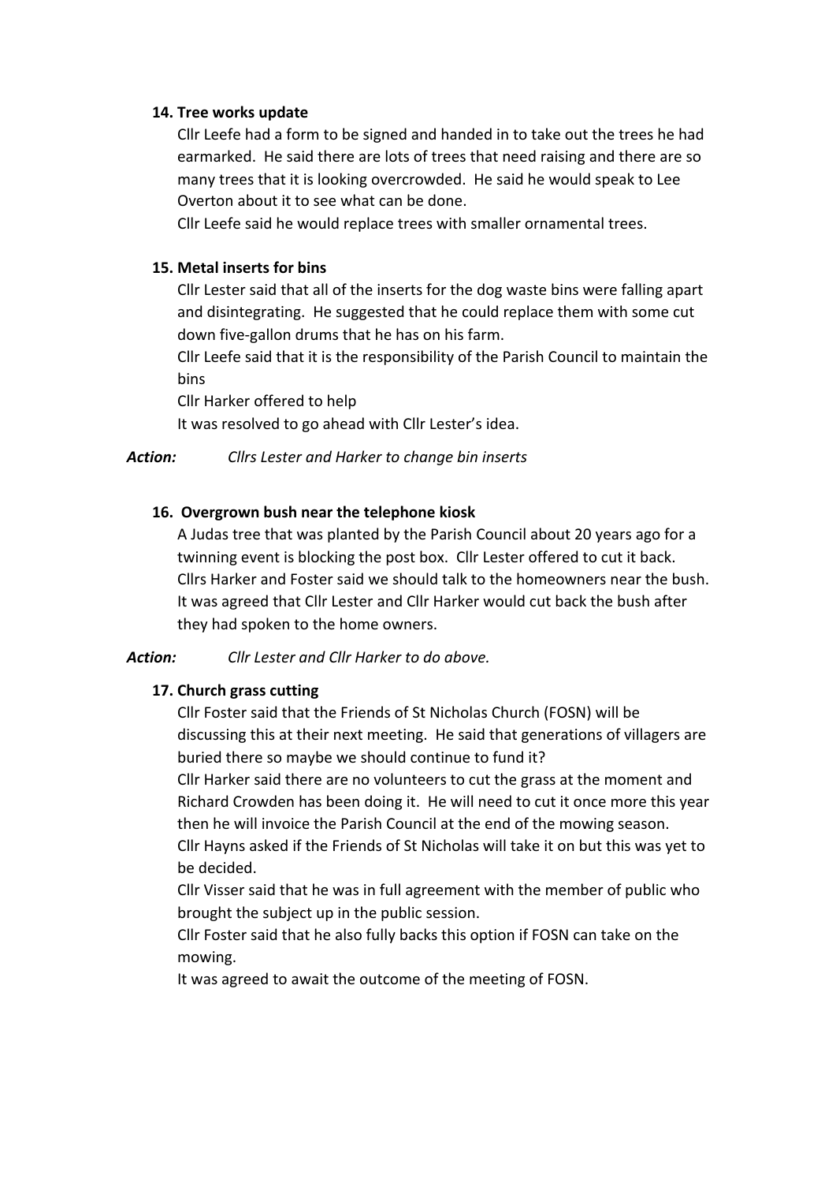### 14. Tree works update

Cllr Leefe had a form to be signed and handed in to take out the trees he had earmarked. He said there are lots of trees that need raising and there are so many trees that it is looking overcrowded. He said he would speak to Lee Overton about it to see what can be done.

Cllr Leefe said he would replace trees with smaller ornamental trees.

### 15. Metal inserts for bins

Cllr Lester said that all of the inserts for the dog waste bins were falling apart and disintegrating. He suggested that he could replace them with some cut down five-gallon drums that he has on his farm.

Cllr Leefe said that it is the responsibility of the Parish Council to maintain the bins

Cllr Harker offered to help

It was resolved to go ahead with Cllr Lester's idea.

***Action:*** *Cllrs Lester and Harker to change bin inserts*

### 16. Overgrown bush near the telephone kiosk

A Judas tree that was planted by the Parish Council about 20 years ago for a twinning event is blocking the post box. Cllr Lester offered to cut it back. Cllrs Harker and Foster said we should talk to the homeowners near the bush. It was agreed that Cllr Lester and Cllr Harker would cut back the bush after they had spoken to the home owners.

***Action:*** *Cllr Lester and Cllr Harker to do above.*

### 17. Church grass cutting

Cllr Foster said that the Friends of St Nicholas Church (FOSN) will be discussing this at their next meeting. He said that generations of villagers are buried there so maybe we should continue to fund it?

Cllr Harker said there are no volunteers to cut the grass at the moment and Richard Crowden has been doing it. He will need to cut it once more this year then he will invoice the Parish Council at the end of the mowing season.

Cllr Hayns asked if the Friends of St Nicholas will take it on but this was yet to be decided.

Cllr Visser said that he was in full agreement with the member of public who brought the subject up in the public session.

Cllr Foster said that he also fully backs this option if FOSN can take on the mowing.

It was agreed to await the outcome of the meeting of FOSN.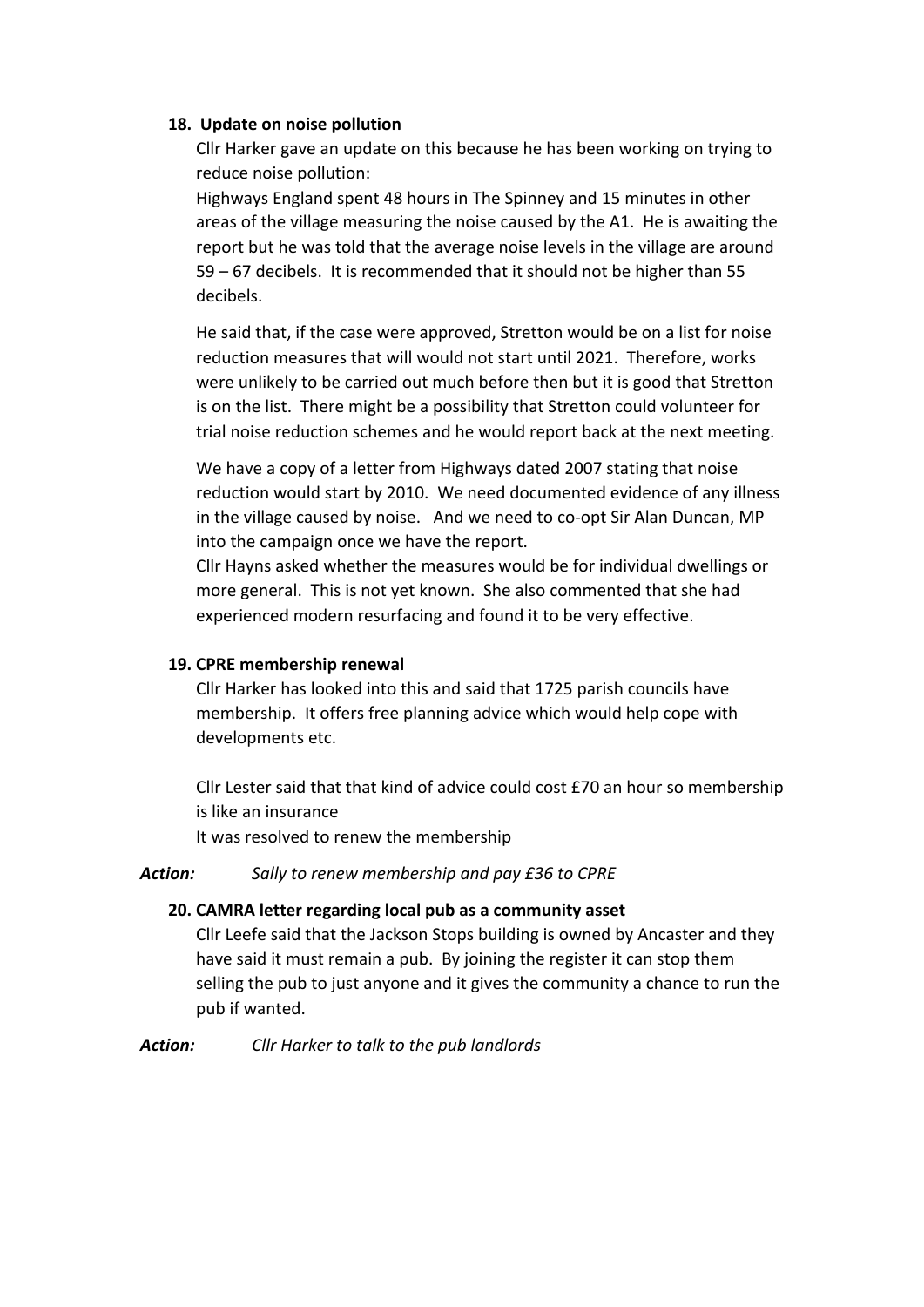**18. Update on noise pollution**

Cllr Harker gave an update on this because he has been working on trying to reduce noise pollution:
Highways England spent 48 hours in The Spinney and 15 minutes in other areas of the village measuring the noise caused by the A1. He is awaiting the report but he was told that the average noise levels in the village are around 59 – 67 decibels. It is recommended that it should not be higher than 55 decibels.

He said that, if the case were approved, Stretton would be on a list for noise reduction measures that will would not start until 2021. Therefore, works were unlikely to be carried out much before then but it is good that Stretton is on the list. There might be a possibility that Stretton could volunteer for trial noise reduction schemes and he would report back at the next meeting.

We have a copy of a letter from Highways dated 2007 stating that noise reduction would start by 2010. We need documented evidence of any illness in the village caused by noise. And we need to co-opt Sir Alan Duncan, MP into the campaign once we have the report.
Cllr Hayns asked whether the measures would be for individual dwellings or more general. This is not yet known. She also commented that she had experienced modern resurfacing and found it to be very effective.

**19. CPRE membership renewal**

Cllr Harker has looked into this and said that 1725 parish councils have membership. It offers free planning advice which would help cope with developments etc.

Cllr Lester said that that kind of advice could cost £70 an hour so membership is like an insurance
It was resolved to renew the membership

***Action:*** *Sally to renew membership and pay £36 to CPRE*

**20. CAMRA letter regarding local pub as a community asset**

Cllr Leefe said that the Jackson Stops building is owned by Ancaster and they have said it must remain a pub. By joining the register it can stop them selling the pub to just anyone and it gives the community a chance to run the pub if wanted.

***Action:*** *Cllr Harker to talk to the pub landlords*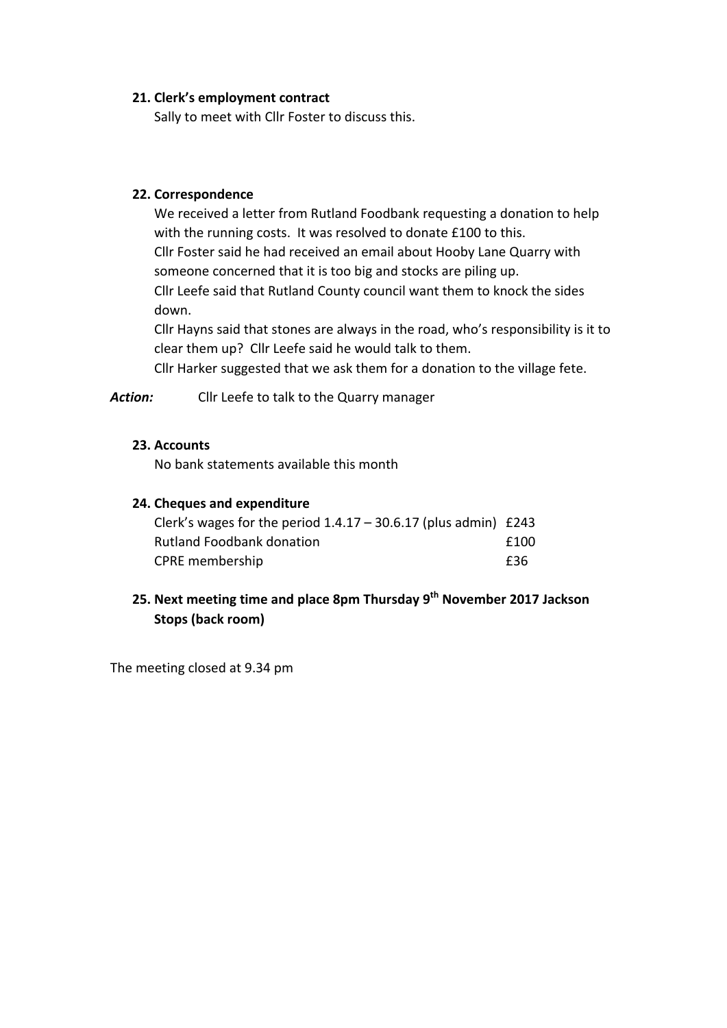**21. Clerk's employment contract**

Sally to meet with Cllr Foster to discuss this.

**22. Correspondence**

We received a letter from Rutland Foodbank requesting a donation to help with the running costs. It was resolved to donate £100 to this.
Cllr Foster said he had received an email about Hooby Lane Quarry with someone concerned that it is too big and stocks are piling up.
Cllr Leefe said that Rutland County council want them to knock the sides down.
Cllr Hayns said that stones are always in the road, who's responsibility is it to clear them up? Cllr Leefe said he would talk to them.
Cllr Harker suggested that we ask them for a donation to the village fete.

***Action:*** Cllr Leefe to talk to the Quarry manager

**23. Accounts**

No bank statements available this month

**24. Cheques and expenditure**

| | |
|---|---|
| Clerk's wages for the period 1.4.17 – 30.6.17 (plus admin) | £243 |
| Rutland Foodbank donation | £100 |
| CPRE membership | £36 |

**25. Next meeting time and place 8pm Thursday 9th November 2017 Jackson Stops (back room)**

The meeting closed at 9.34 pm